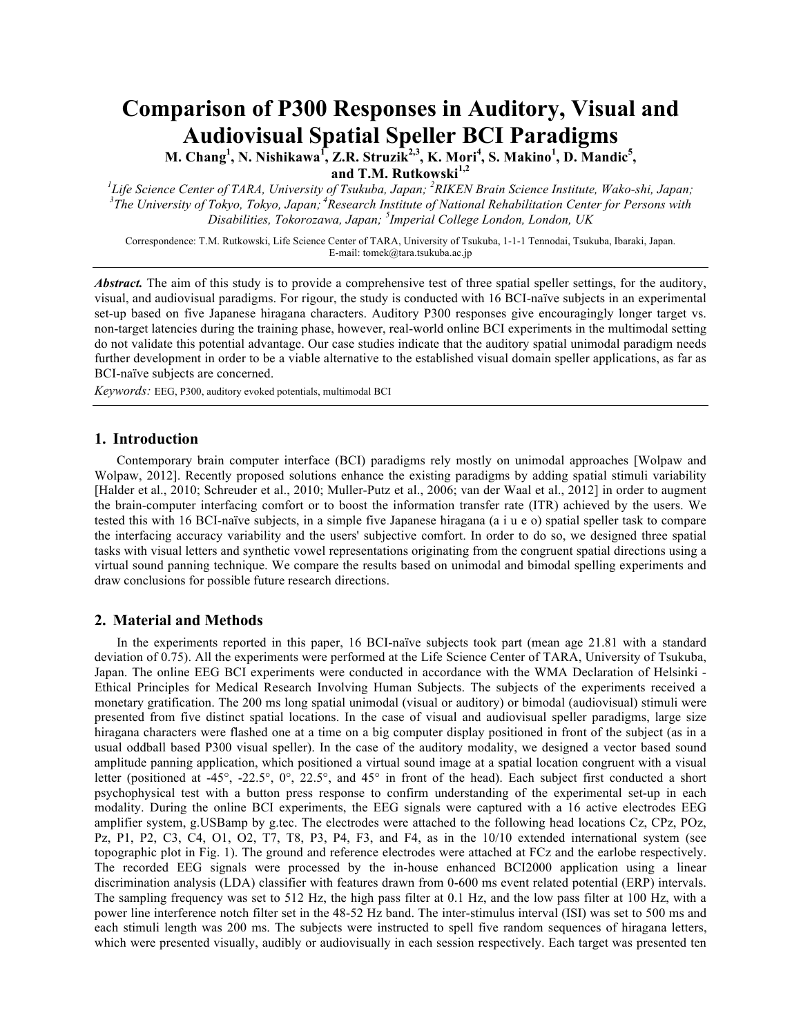# Comparison of P300 Responses in Auditory, Visual and Audiovisual Spatial Speller BCI Paradigms

**M. Chang[1], N. Nishikawa[1], Z.R. Struzik[2,3], K. Mori[4], S. Makino[1], D. Mandic[5], and T.M. Rutkowski[1,2]**

*[1]Life Science Center of TARA, University of Tsukuba, Japan; [2]RIKEN Brain Science Institute, Wako-shi, Japan; [3]The University of Tokyo, Tokyo, Japan; [4]Research Institute of National Rehabilitation Center for Persons with Disabilities, Tokorozawa, Japan; [5]Imperial College London, London, UK*

Correspondence: T.M. Rutkowski, Life Science Center of TARA, University of Tsukuba, 1-1-1 Tennodai, Tsukuba, Ibaraki, Japan. E-mail: tomek@tara.tsukuba.ac.jp

***Abstract.*** The aim of this study is to provide a comprehensive test of three spatial speller settings, for the auditory, visual, and audiovisual paradigms. For rigour, the study is conducted with 16 BCI-naïve subjects in an experimental set-up based on five Japanese hiragana characters. Auditory P300 responses give encouragingly longer target vs. non-target latencies during the training phase, however, real-world online BCI experiments in the multimodal setting do not validate this potential advantage. Our case studies indicate that the auditory spatial unimodal paradigm needs further development in order to be a viable alternative to the established visual domain speller applications, as far as BCI-naïve subjects are concerned.

*Keywords:* EEG, P300, auditory evoked potentials, multimodal BCI

## 1. Introduction

Contemporary brain computer interface (BCI) paradigms rely mostly on unimodal approaches [Wolpaw and Wolpaw, 2012]. Recently proposed solutions enhance the existing paradigms by adding spatial stimuli variability [Halder et al., 2010; Schreuder et al., 2010; Muller-Putz et al., 2006; van der Waal et al., 2012] in order to augment the brain-computer interfacing comfort or to boost the information transfer rate (ITR) achieved by the users. We tested this with 16 BCI-naïve subjects, in a simple five Japanese hiragana (a i u e o) spatial speller task to compare the interfacing accuracy variability and the users' subjective comfort. In order to do so, we designed three spatial tasks with visual letters and synthetic vowel representations originating from the congruent spatial directions using a virtual sound panning technique. We compare the results based on unimodal and bimodal spelling experiments and draw conclusions for possible future research directions.

## 2. Material and Methods

In the experiments reported in this paper, 16 BCI-naïve subjects took part (mean age 21.81 with a standard deviation of 0.75). All the experiments were performed at the Life Science Center of TARA, University of Tsukuba, Japan. The online EEG BCI experiments were conducted in accordance with the WMA Declaration of Helsinki - Ethical Principles for Medical Research Involving Human Subjects. The subjects of the experiments received a monetary gratification. The 200 ms long spatial unimodal (visual or auditory) or bimodal (audiovisual) stimuli were presented from five distinct spatial locations. In the case of visual and audiovisual speller paradigms, large size hiragana characters were flashed one at a time on a big computer display positioned in front of the subject (as in a usual oddball based P300 visual speller). In the case of the auditory modality, we designed a vector based sound amplitude panning application, which positioned a virtual sound image at a spatial location congruent with a visual letter (positioned at -45°, -22.5°, 0°, 22.5°, and 45° in front of the head). Each subject first conducted a short psychophysical test with a button press response to confirm understanding of the experimental set-up in each modality. During the online BCI experiments, the EEG signals were captured with a 16 active electrodes EEG amplifier system, g.USBamp by g.tec. The electrodes were attached to the following head locations Cz, CPz, POz, Pz, P1, P2, C3, C4, O1, O2, T7, T8, P3, P4, F3, and F4, as in the 10/10 extended international system (see topographic plot in Fig. 1). The ground and reference electrodes were attached at FCz and the earlobe respectively. The recorded EEG signals were processed by the in-house enhanced BCI2000 application using a linear discrimination analysis (LDA) classifier with features drawn from 0-600 ms event related potential (ERP) intervals. The sampling frequency was set to 512 Hz, the high pass filter at 0.1 Hz, and the low pass filter at 100 Hz, with a power line interference notch filter set in the 48-52 Hz band. The inter-stimulus interval (ISI) was set to 500 ms and each stimuli length was 200 ms. The subjects were instructed to spell five random sequences of hiragana letters, which were presented visually, audibly or audiovisually in each session respectively. Each target was presented ten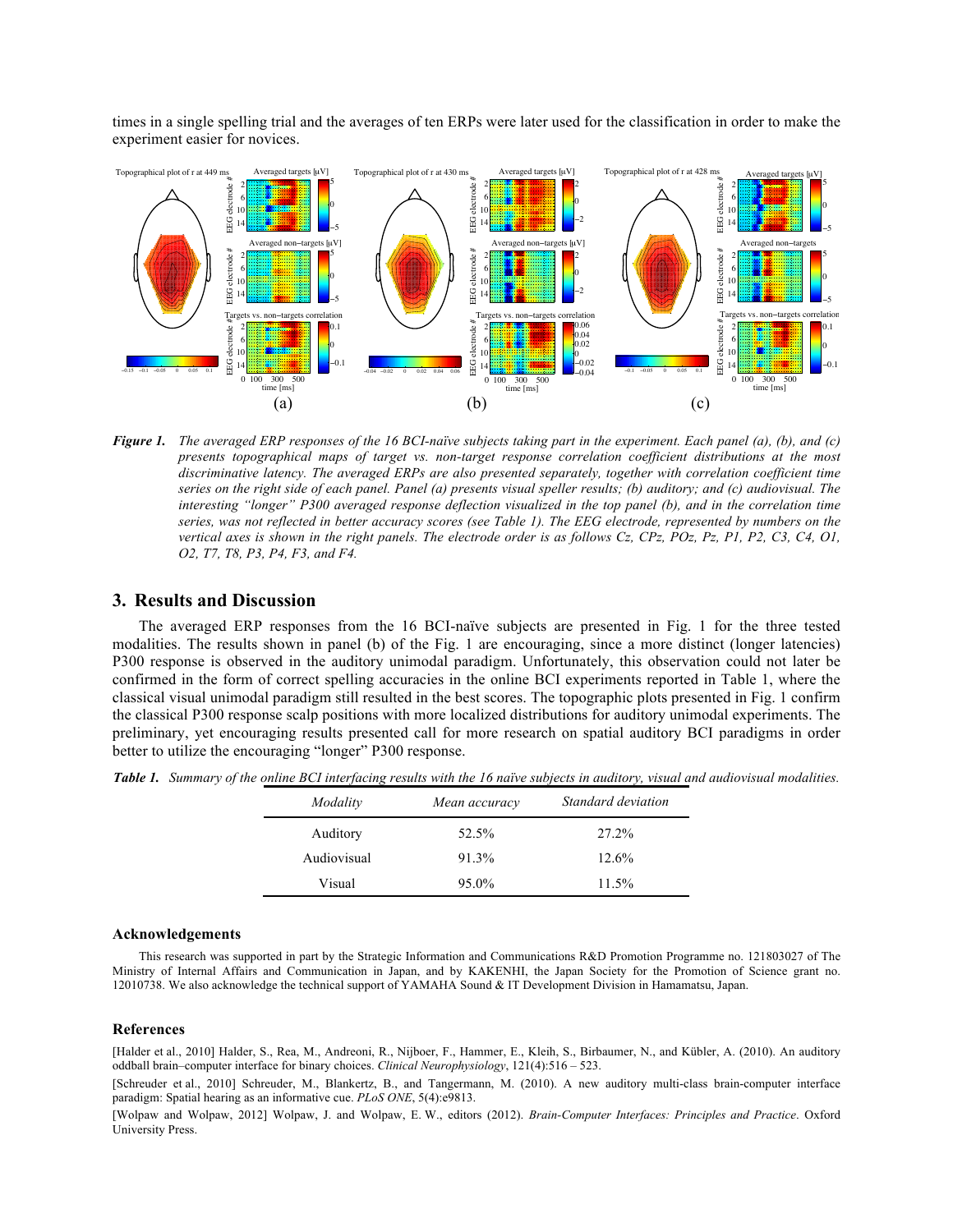times in a single spelling trial and the averages of ten ERPs were later used for the classification in order to make the experiment easier for novices.

Topographical plot of r at 449 ms
Averaged targets [μV]
Averaged non−targets [μV]
Targets vs. non−targets correlation
EEG electrode #
time [ms]
(a)

Topographical plot of r at 430 ms
Averaged targets [μV]
Averaged non−targets [μV]
Targets vs. non−targets correlation
EEG electrode #
time [ms]
(b)

Topographical plot of r at 428 ms
Averaged targets [μV]
Averaged non−targets
Targets vs. non−targets correlation
EEG electrode #
time [ms]
(c)

***Figure 1.*** *The averaged ERP responses of the 16 BCI-naïve subjects taking part in the experiment. Each panel (a), (b), and (c) presents topographical maps of target vs. non-target response correlation coefficient distributions at the most discriminative latency. The averaged ERPs are also presented separately, together with correlation coefficient time series on the right side of each panel. Panel (a) presents visual speller results; (b) auditory; and (c) audiovisual. The interesting "longer" P300 averaged response deflection visualized in the top panel (b), and in the correlation time series, was not reflected in better accuracy scores (see Table 1). The EEG electrode, represented by numbers on the vertical axes is shown in the right panels. The electrode order is as follows Cz, CPz, POz, Pz, P1, P2, C3, C4, O1, O2, T7, T8, P3, P4, F3, and F4.*

## 3. Results and Discussion

The averaged ERP responses from the 16 BCI-naïve subjects are presented in Fig. 1 for the three tested modalities. The results shown in panel (b) of the Fig. 1 are encouraging, since a more distinct (longer latencies) P300 response is observed in the auditory unimodal paradigm. Unfortunately, this observation could not later be confirmed in the form of correct spelling accuracies in the online BCI experiments reported in Table 1, where the classical visual unimodal paradigm still resulted in the best scores. The topographic plots presented in Fig. 1 confirm the classical P300 response scalp positions with more localized distributions for auditory unimodal experiments. The preliminary, yet encouraging results presented call for more research on spatial auditory BCI paradigms in order better to utilize the encouraging "longer" P300 response.

***Table 1.*** *Summary of the online BCI interfacing results with the 16 naïve subjects in auditory, visual and audiovisual modalities.*

| *Modality* | *Mean accuracy* | *Standard deviation* |
|---|---|---|
| Auditory | 52.5% | 27.2% |
| Audiovisual | 91.3% | 12.6% |
| Visual | 95.0% | 11.5% |

### Acknowledgements

This research was supported in part by the Strategic Information and Communications R&D Promotion Programme no. 121803027 of The Ministry of Internal Affairs and Communication in Japan, and by KAKENHI, the Japan Society for the Promotion of Science grant no. 12010738. We also acknowledge the technical support of YAMAHA Sound & IT Development Division in Hamamatsu, Japan.

### References

[Halder et al., 2010] Halder, S., Rea, M., Andreoni, R., Nijboer, F., Hammer, E., Kleih, S., Birbaumer, N., and Kübler, A. (2010). An auditory oddball brain–computer interface for binary choices. *Clinical Neurophysiology*, 121(4):516 – 523.

[Schreuder et al., 2010] Schreuder, M., Blankertz, B., and Tangermann, M. (2010). A new auditory multi-class brain-computer interface paradigm: Spatial hearing as an informative cue. *PLoS ONE*, 5(4):e9813.

[Wolpaw and Wolpaw, 2012] Wolpaw, J. and Wolpaw, E. W., editors (2012). *Brain-Computer Interfaces: Principles and Practice*. Oxford University Press.